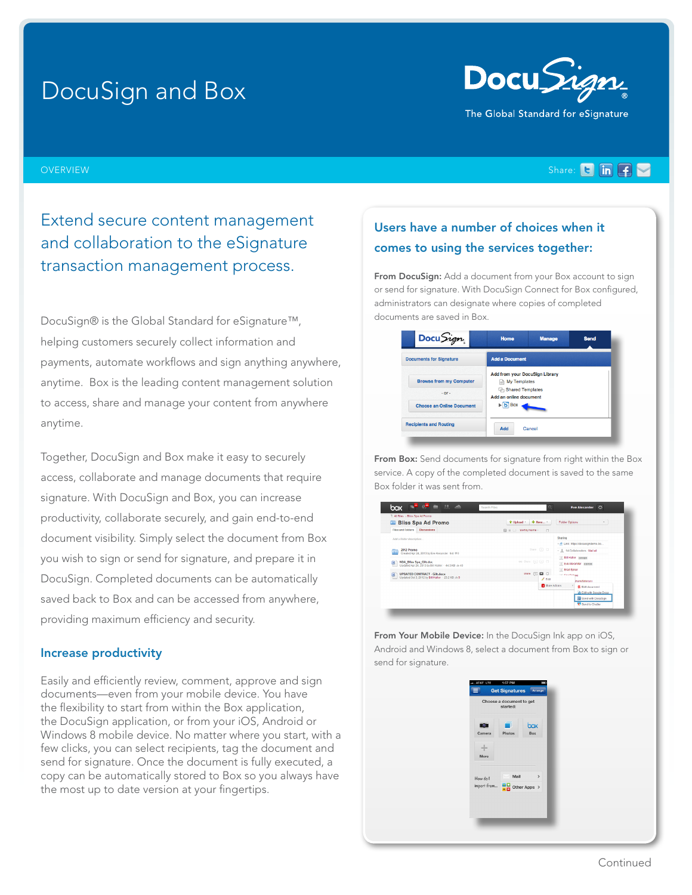# DocuSign and Box

DocuSign
The Global Standard for eSignature

OVERVIEW

Share:

## Extend secure content management and collaboration to the eSignature transaction management process.

DocuSign® is the Global Standard for eSignature™, helping customers securely collect information and payments, automate workflows and sign anything anywhere, anytime. Box is the leading content management solution to access, share and manage your content from anywhere anytime.

Together, DocuSign and Box make it easy to securely access, collaborate and manage documents that require signature. With DocuSign and Box, you can increase productivity, collaborate securely, and gain end-to-end document visibility. Simply select the document from Box you wish to sign or send for signature, and prepare it in DocuSign. Completed documents can be automatically saved back to Box and can be accessed from anywhere, providing maximum efficiency and security.

### Increase productivity

Easily and efficiently review, comment, approve and sign documents—even from your mobile device. You have the flexibility to start from within the Box application, the DocuSign application, or from your iOS, Android or Windows 8 mobile device. No matter where you start, with a few clicks, you can select recipients, tag the document and send for signature. Once the document is fully executed, a copy can be automatically stored to Box so you always have the most up to date version at your fingertips.

### Users have a number of choices when it comes to using the services together:

**From DocuSign:** Add a document from your Box account to sign or send for signature. With DocuSign Connect for Box configured, administrators can designate where copies of completed documents are saved in Box.

**From Box:** Send documents for signature from right within the Box service. A copy of the completed document is saved to the same Box folder it was sent from.

**From Your Mobile Device:** In the DocuSign Ink app on iOS, Android and Windows 8, select a document from Box to sign or send for signature.

Continued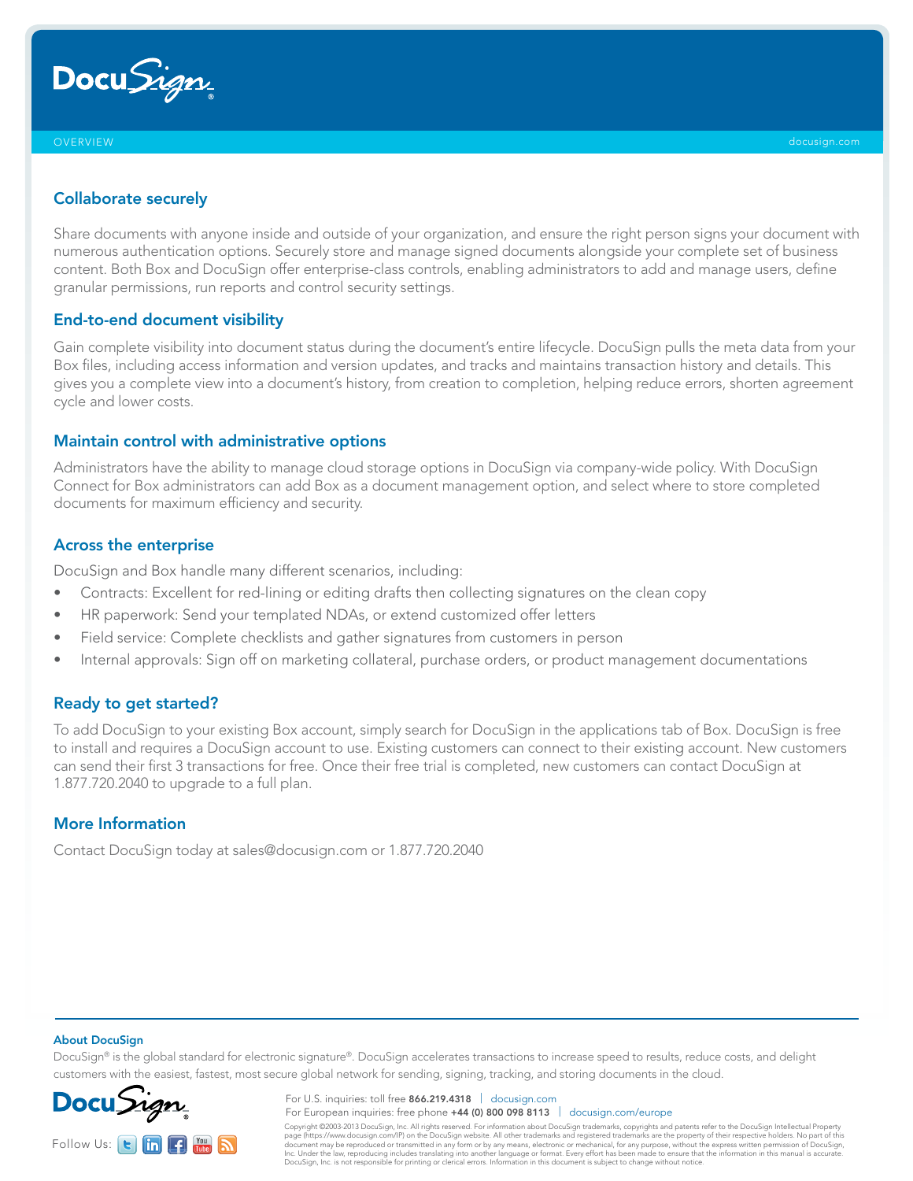## Collaborate securely

Share documents with anyone inside and outside of your organization, and ensure the right person signs your document with numerous authentication options. Securely store and manage signed documents alongside your complete set of business content. Both Box and DocuSign offer enterprise-class controls, enabling administrators to add and manage users, define granular permissions, run reports and control security settings.

## End-to-end document visibility

Gain complete visibility into document status during the document's entire lifecycle. DocuSign pulls the meta data from your Box files, including access information and version updates, and tracks and maintains transaction history and details. This gives you a complete view into a document's history, from creation to completion, helping reduce errors, shorten agreement cycle and lower costs.

## Maintain control with administrative options

Administrators have the ability to manage cloud storage options in DocuSign via company-wide policy. With DocuSign Connect for Box administrators can add Box as a document management option, and select where to store completed documents for maximum efficiency and security.

## Across the enterprise

DocuSign and Box handle many different scenarios, including:

- Contracts: Excellent for red-lining or editing drafts then collecting signatures on the clean copy
- HR paperwork: Send your templated NDAs, or extend customized offer letters
- Field service: Complete checklists and gather signatures from customers in person
- Internal approvals: Sign off on marketing collateral, purchase orders, or product management documentations

## Ready to get started?

To add DocuSign to your existing Box account, simply search for DocuSign in the applications tab of Box. DocuSign is free to install and requires a DocuSign account to use. Existing customers can connect to their existing account. New customers can send their first 3 transactions for free. Once their free trial is completed, new customers can contact DocuSign at 1.877.720.2040 to upgrade to a full plan.

## More Information

Contact DocuSign today at sales@docusign.com or 1.877.720.2040

### About DocuSign

DocuSign® is the global standard for electronic signature®. DocuSign accelerates transactions to increase speed to results, reduce costs, and delight customers with the easiest, fastest, most secure global network for sending, signing, tracking, and storing documents in the cloud.

For U.S. inquiries: toll free **866.219.4318** | docusign.com

For European inquiries: free phone **+44 (0) 800 098 8113** | docusign.com/europe

Follow Us:

Copyright ©2003-2013 DocuSign, Inc. All rights reserved. For information about DocuSign trademarks, copyrights and patents refer to the DocuSign Intellectual Property page (https://www.docusign.com/IP) on the DocuSign website. All other trademarks and registered trademarks are the property of their respective holders. No part of this document may be reproduced or transmitted in any form or by any means, electronic or mechanical, for any purpose, without the express written permission of DocuSign, Inc. Under the law, reproducing includes translating into another language or format. Every effort has been made to ensure that the information in this manual is accurate. DocuSign, Inc. is not responsible for printing or clerical errors. Information in this document is subject to change without notice.